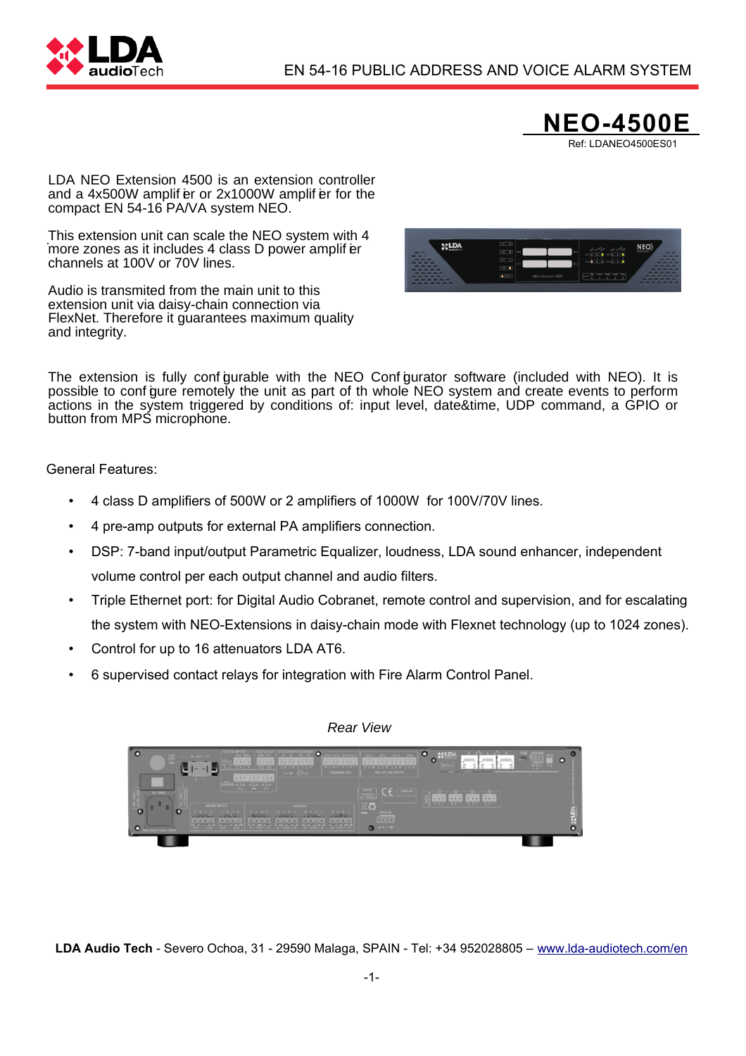# NEO-4500E

Ref: LDANEO4500ES01

LDA NEO Extension 4500 is an extension controller and a 4x500W amplifier or 2x1000W amplifier for the compact EN 54-16 PA/VA system NEO.

This extension unit can scale the NEO system with 4 more zones as it includes 4 class D power amplifier channels at 100V or 70V lines.

Audio is transmited from the main unit to this extension unit via daisy-chain connection via FlexNet. Therefore it guarantees maximum quality and integrity.

The extension is fully configurable with the NEO Configurator software (included with NEO). It is possible to configure remotely the unit as part of th whole NEO system and create events to perform actions in the system triggered by conditions of: input level, date&time, UDP command, a GPIO or button from MPS microphone.

General Features:

- 4 class D amplifiers of 500W or 2 amplifiers of 1000W for 100V/70V lines.
- 4 pre-amp outputs for external PA amplifiers connection.
- DSP: 7-band input/output Parametric Equalizer, loudness, LDA sound enhancer, independent volume control per each output channel and audio filters.
- Triple Ethernet port: for Digital Audio Cobranet, remote control and supervision, and for escalating the system with NEO-Extensions in daisy-chain mode with Flexnet technology (up to 1024 zones).
- Control for up to 16 attenuators LDA AT6.
- 6 supervised contact relays for integration with Fire Alarm Control Panel.

*Rear View*

**LDA Audio Tech** - Severo Ochoa, 31 - 29590 Malaga, SPAIN - Tel: +34 952028805 – www.lda-audiotech.com/en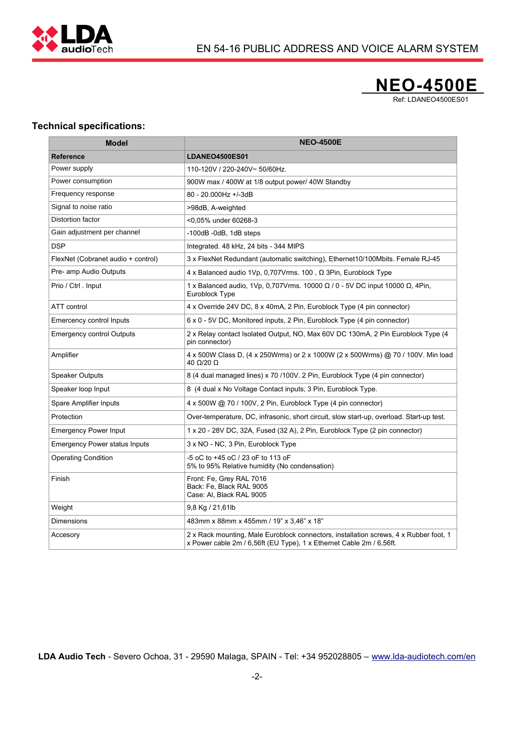# NEO-4500E

Ref: LDANEO4500ES01

## Technical specifications:

| Model | NEO-4500E |
|---|---|
| **Reference** | **LDANEO4500ES01** |
| Power supply | 110-120V / 220-240V~ 50/60Hz. |
| Power consumption | 900W max / 400W at 1/8 output power/ 40W Standby |
| Frequency response | 80 - 20.000Hz +/-3dB |
| Signal to noise ratio | >98dB, A-weighted |
| Distortion factor | <0,05% under 60268-3 |
| Gain adjustment per channel | -100dB -0dB, 1dB steps |
| DSP | Integrated. 48 kHz, 24 bits - 344 MIPS |
| FlexNet (Cobranet audio + control) | 3 x FlexNet Redundant (automatic switching), Ethernet10/100Mbits. Female RJ-45 |
| Pre- amp Audio Outputs | 4 x Balanced audio 1Vp, 0,707Vrms. 100 , Ω 3Pin, Euroblock Type |
| Prio / Ctrl . Input | 1 x Balanced audio, 1Vp, 0,707Vrms. 10000 Ω / 0 - 5V DC input 10000 Ω, 4Pin, Euroblock Type |
| ATT control | 4 x Override 24V DC, 8 x 40mA, 2 Pin, Euroblock Type (4 pin connector) |
| Emercency control Inputs | 6 x 0 - 5V DC, Monitored inputs, 2 Pin, Euroblock Type (4 pin connector) |
| Emergency control Outputs | 2 x Relay contact Isolated Output, NO, Max 60V DC 130mA, 2 Pin Euroblock Type (4 pin connector) |
| Amplifier | 4 x 500W Class D, (4 x 250Wrms) or 2 x 1000W (2 x 500Wrms) @ 70 / 100V. Min load 40 Ω/20 Ω |
| Speaker Outputs | 8 (4 dual managed lines) x 70 /100V. 2 Pin, Euroblock Type (4 pin connector) |
| Speaker loop Input | 8 (4 dual x No Voltage Contact inputs, 3 Pin, Euroblock Type. |
| Spare Amplifier Inputs | 4 x 500W @ 70 / 100V, 2 Pin, Euroblock Type (4 pin connector) |
| Protection | Over-temperature, DC, infrasonic, short circuit, slow start-up, overload. Start-up test. |
| Emergency Power Input | 1 x 20 - 28V DC, 32A, Fused (32 A), 2 Pin, Euroblock Type (2 pin connector) |
| Emergency Power status Inputs | 3 x NO - NC, 3 Pin, Euroblock Type |
| Operating Condition | -5 oC to +45 oC / 23 oF to 113 oF<br>5% to 95% Relative humidity (No condensation) |
| Finish | Front: Fe, Grey RAL 7016<br>Back: Fe, Black RAL 9005<br>Case: Al, Black RAL 9005 |
| Weight | 9,8 Kg / 21,61lb |
| Dimensions | 483mm x 88mm x 455mm / 19" x 3,46" x 18" |
| Accesory | 2 x Rack mounting, Male Euroblock connectors, installation screws, 4 x Rubber foot, 1 x Power cable 2m / 6,56ft (EU Type), 1 x Ethernet Cable 2m / 6,56ft. |